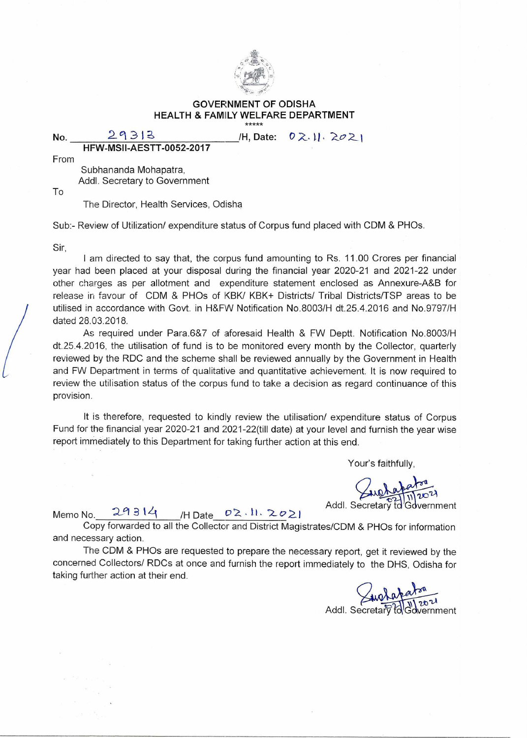**GOVERNMENT OF ODISHA**
**HEALTH & FAMILY WELFARE DEPARTMENT**

\*\*\*\*\*

**No.** 29313 **/H, Date:** 02.11.2021
**HFW-MSII-AESTT-0052-2017**

From

Subhananda Mohapatra,
Addl. Secretary to Government

To

The Director, Health Services, Odisha

Sub:- Review of Utilization/ expenditure status of Corpus fund placed with CDM & PHOs.

Sir,

I am directed to say that, the corpus fund amounting to Rs. 11.00 Crores per financial year had been placed at your disposal during the financial year 2020-21 and 2021-22 under other charges as per allotment and expenditure statement enclosed as Annexure-A&B for release in favour of CDM & PHOs of KBK/ KBK+ Districts/ Tribal Districts/TSP areas to be utilised in accordance with Govt. in H&FW Notification No.8003/H dt.25.4.2016 and No.9797/H dated 28.03.2018.

As required under Para.6&7 of aforesaid Health & FW Deptt. Notification No.8003/H dt.25.4.2016, the utilisation of fund is to be monitored every month by the Collector, quarterly reviewed by the RDC and the scheme shall be reviewed annually by the Government in Health and FW Department in terms of qualitative and quantitative achievement. It is now required to review the utilisation status of the corpus fund to take a decision as regard continuance of this provision.

It is therefore, requested to kindly review the utilisation/ expenditure status of Corpus Fund for the financial year 2020-21 and 2021-22(till date) at your level and furnish the year wise report immediately to this Department for taking further action at this end.

Your's faithfully,

Sd/- 02/11/2021
Addl. Secretary to Government

Memo No. 29314 /H Date 02.11.2021

Copy forwarded to all the Collector and District Magistrates/CDM & PHOs for information and necessary action.

The CDM & PHOs are requested to prepare the necessary report, get it reviewed by the concerned Collectors/ RDCs at once and furnish the report immediately to the DHS, Odisha for taking further action at their end.

Sd/- 02/11/2021
Addl. Secretary to Government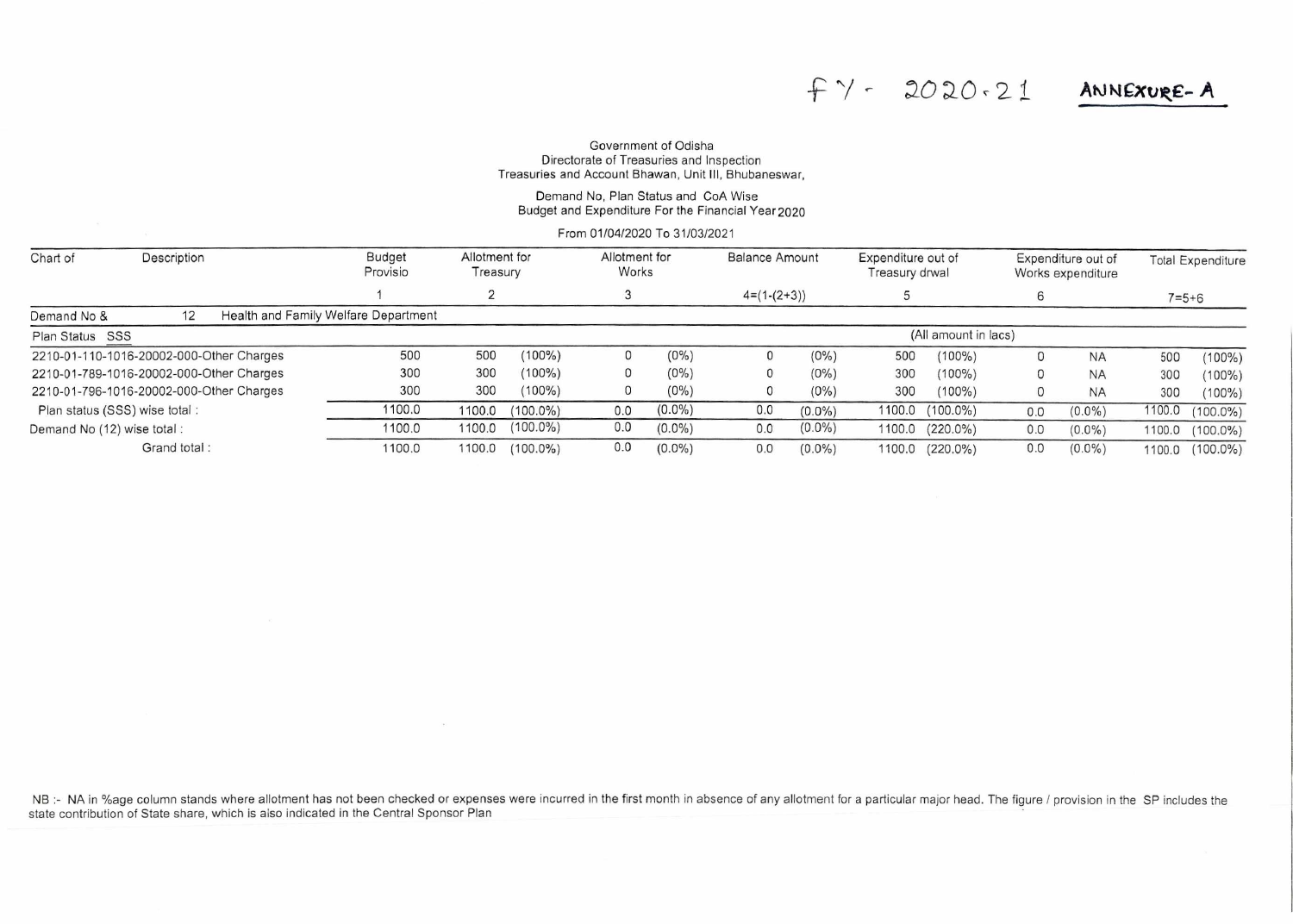FY - 2020-21 **ANNEXURE- A**

Government of Odisha
Directorate of Treasuries and Inspection
Treasuries and Account Bhawan, Unit III, Bhubaneswar,

Demand No, Plan Status and CoA Wise
Budget and Expenditure For the Financial Year 2020

From 01/04/2020 To 31/03/2021

| Chart of | Description | Budget Provisio | Allotment for Treasury | | Allotment for Works | | Balance Amount | | Expenditure out of Treasury drwal | | Expenditure out of Works expenditure | | Total Expenditure | |
|---|---|---|---|---|---|---|---|---|---|---|---|---|---|---|
| | | 1 | 2 | | 3 | | 4=(1-(2+3)) | | 5 | | 6 | | 7=5+6 | |
| Demand No & | 12 Health and Family Welfare Department | | | | | | | | | | | | | |
| Plan Status SSS | | | | | | | | | (All amount in lacs) | | | | | |
| 2210-01-110-1016-20002-000-Other Charges | | 500 | 500 | (100%) | 0 | (0%) | 0 | (0%) | 500 | (100%) | 0 | NA | 500 | (100%) |
| 2210-01-789-1016-20002-000-Other Charges | | 300 | 300 | (100%) | 0 | (0%) | 0 | (0%) | 300 | (100%) | 0 | NA | 300 | (100%) |
| 2210-01-796-1016-20002-000-Other Charges | | 300 | 300 | (100%) | 0 | (0%) | 0 | (0%) | 300 | (100%) | 0 | NA | 300 | (100%) |
| Plan status (SSS) wise total : | | 1100.0 | 1100.0 | (100.0%) | 0.0 | (0.0%) | 0.0 | (0.0%) | 1100.0 | (100.0%) | 0.0 | (0.0%) | 1100.0 | (100.0%) |
| Demand No (12) wise total : | | 1100.0 | 1100.0 | (100.0%) | 0.0 | (0.0%) | 0.0 | (0.0%) | 1100.0 | (220.0%) | 0.0 | (0.0%) | 1100.0 | (100.0%) |
| Grand total : | | 1100.0 | 1100.0 | (100.0%) | 0.0 | (0.0%) | 0.0 | (0.0%) | 1100.0 | (220.0%) | 0.0 | (0.0%) | 1100.0 | (100.0%) |

NB :- NA in %age column stands where allotment has not been checked or expenses were incurred in the first month in absence of any allotment for a particular major head. The figure / provision in the SP includes the state contribution of State share, which is also indicated in the Central Sponsor Plan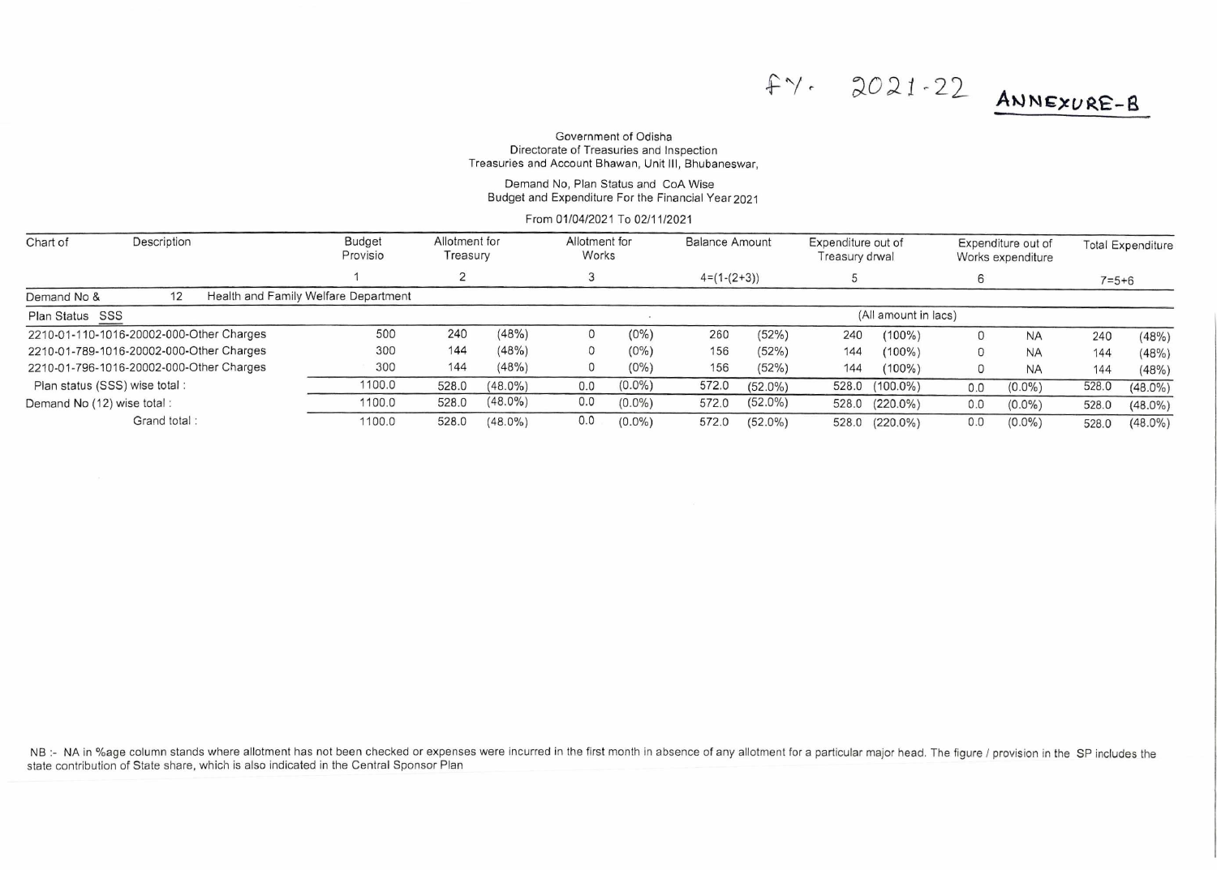F.Y. 2021-22 **ANNEXURE-B**

Government of Odisha
Directorate of Treasuries and Inspection
Treasuries and Account Bhawan, Unit III, Bhubaneswar,

Demand No, Plan Status and CoA Wise
Budget and Expenditure For the Financial Year 2021

From 01/04/2021 To 02/11/2021

| Chart of | Description | Budget Provisio | Allotment for Treasury | | Allotment for Works | | Balance Amount | | Expenditure out of Treasury drwal | | Expenditure out of Works expenditure | | Total Expenditure | |
|---|---|---|---|---|---|---|---|---|---|---|---|---|---|---|
| | | 1 | 2 | | 3 | | 4=(1-(2+3)) | | 5 | | 6 | | 7=5+6 | |
| Demand No & | 12 Health and Family Welfare Department | | | | | | | | | | | | | |
| Plan Status SSS | | | | | | | | | (All amount in lacs) | | | | | |
| 2210-01-110-1016-20002-000-Other Charges | | 500 | 240 | (48%) | 0 | (0%) | 260 | (52%) | 240 | (100%) | 0 | NA | 240 | (48%) |
| 2210-01-789-1016-20002-000-Other Charges | | 300 | 144 | (48%) | 0 | (0%) | 156 | (52%) | 144 | (100%) | 0 | NA | 144 | (48%) |
| 2210-01-796-1016-20002-000-Other Charges | | 300 | 144 | (48%) | 0 | (0%) | 156 | (52%) | 144 | (100%) | 0 | NA | 144 | (48%) |
| Plan status (SSS) wise total : | | 1100.0 | 528.0 | (48.0%) | 0.0 | (0.0%) | 572.0 | (52.0%) | 528.0 | (100.0%) | 0.0 | (0.0%) | 528.0 | (48.0%) |
| Demand No (12) wise total : | | 1100.0 | 528.0 | (48.0%) | 0.0 | (0.0%) | 572.0 | (52.0%) | 528.0 | (220.0%) | 0.0 | (0.0%) | 528.0 | (48.0%) |
| Grand total : | | 1100.0 | 528.0 | (48.0%) | 0.0 | (0.0%) | 572.0 | (52.0%) | 528.0 | (220.0%) | 0.0 | (0.0%) | 528.0 | (48.0%) |

NB :- NA in %age column stands where allotment has not been checked or expenses were incurred in the first month in absence of any allotment for a particular major head. The figure / provision in the SP includes the state contribution of State share, which is also indicated in the Central Sponsor Plan